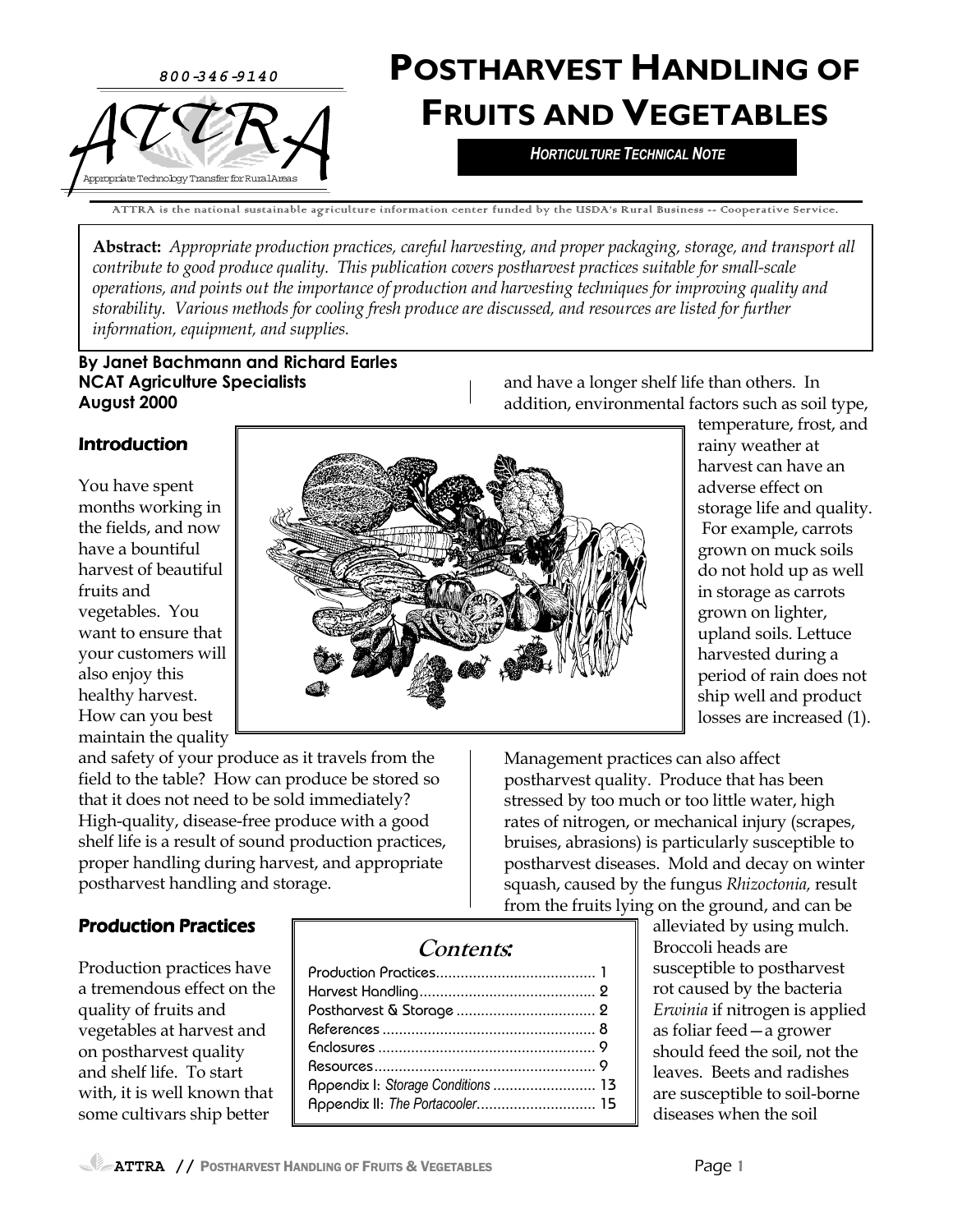800-346-9140

ATTRA — Appropriate Technology Transfer for Rural Areas

# POSTHARVEST HANDLING OF FRUITS AND VEGETABLES

***HORTICULTURE TECHNICAL NOTE***

ATTRA is the national sustainable agriculture information center funded by the USDA's Rural Business -- Cooperative Service.

**Abstract:** *Appropriate production practices, careful harvesting, and proper packaging, storage, and transport all contribute to good produce quality. This publication covers postharvest practices suitable for small-scale operations, and points out the importance of production and harvesting techniques for improving quality and storability. Various methods for cooling fresh produce are discussed, and resources are listed for further information, equipment, and supplies.*

**By Janet Bachmann and Richard Earles**
**NCAT Agriculture Specialists**
**August 2000**

## Introduction

You have spent months working in the fields, and now have a bountiful harvest of beautiful fruits and vegetables. You want to ensure that your customers will also enjoy this healthy harvest. How can you best maintain the quality and safety of your produce as it travels from the field to the table? How can produce be stored so that it does not need to be sold immediately? High-quality, disease-free produce with a good shelf life is a result of sound production practices, proper handling during harvest, and appropriate postharvest handling and storage.

## Production Practices

Production practices have a tremendous effect on the quality of fruits and vegetables at harvest and on postharvest quality and shelf life. To start with, it is well known that some cultivars ship better and have a longer shelf life than others. In addition, environmental factors such as soil type, temperature, frost, and rainy weather at harvest can have an adverse effect on storage life and quality. For example, carrots grown on muck soils do not hold up as well in storage as carrots grown on lighter, upland soils. Lettuce harvested during a period of rain does not ship well and product losses are increased (1).

Management practices can also affect postharvest quality. Produce that has been stressed by too much or too little water, high rates of nitrogen, or mechanical injury (scrapes, bruises, abrasions) is particularly susceptible to postharvest diseases. Mold and decay on winter squash, caused by the fungus *Rhizoctonia,* result from the fruits lying on the ground, and can be alleviated by using mulch. Broccoli heads are susceptible to postharvest rot caused by the bacteria *Erwinia* if nitrogen is applied as foliar feed—a grower should feed the soil, not the leaves. Beets and radishes are susceptible to soil-borne diseases when the soil

### Contents:

| | |
|---|---|
| Production Practices | 1 |
| Harvest Handling | 2 |
| Postharvest & Storage | 2 |
| References | 8 |
| Enclosures | 9 |
| Resources | 9 |
| Appendix I: *Storage Conditions* | 13 |
| Appendix II: *The Portacooler* | 15 |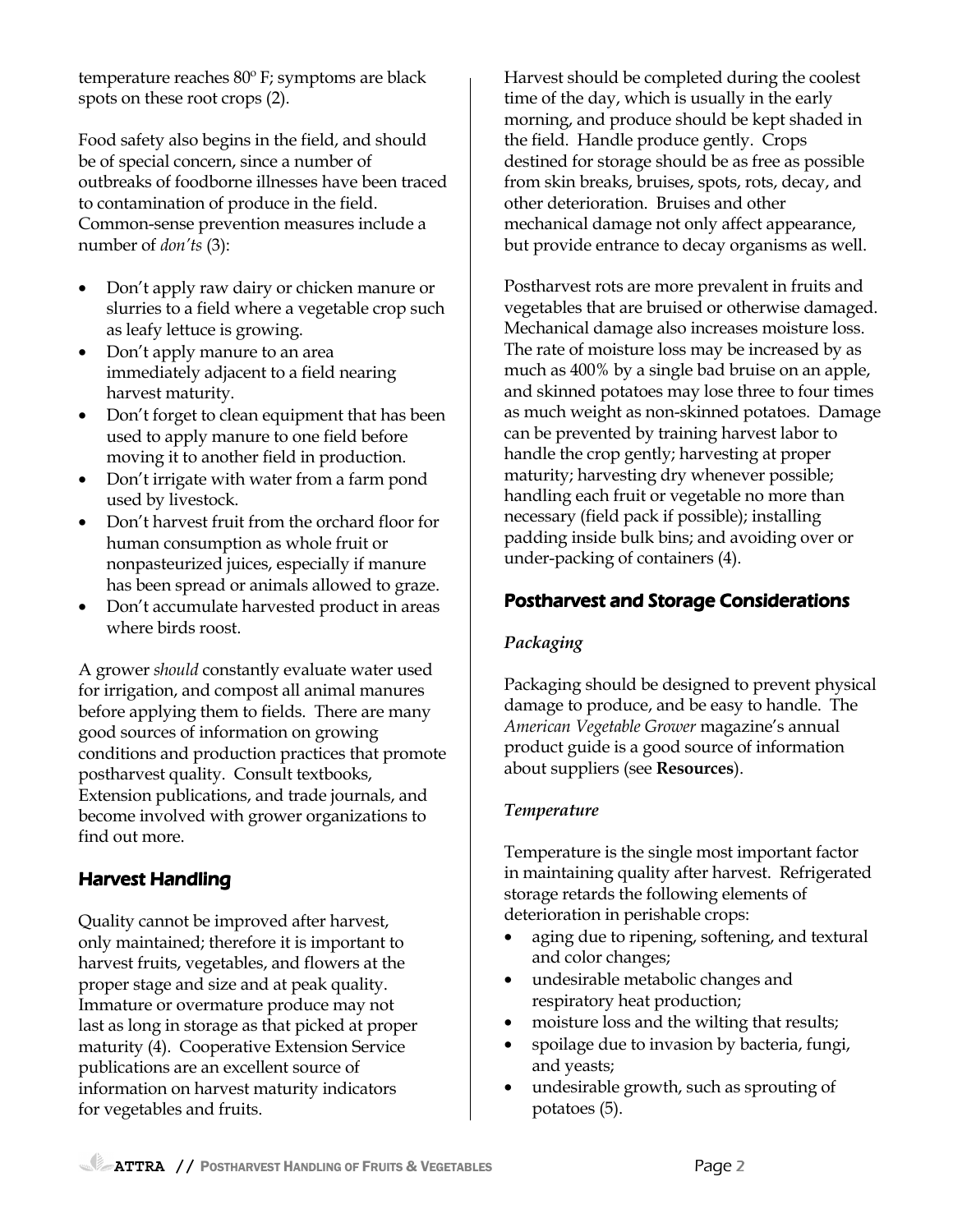temperature reaches 80º F; symptoms are black spots on these root crops (2).

Food safety also begins in the field, and should be of special concern, since a number of outbreaks of foodborne illnesses have been traced to contamination of produce in the field. Common-sense prevention measures include a number of *don'ts* (3):

- Don't apply raw dairy or chicken manure or slurries to a field where a vegetable crop such as leafy lettuce is growing.
- Don't apply manure to an area immediately adjacent to a field nearing harvest maturity.
- Don't forget to clean equipment that has been used to apply manure to one field before moving it to another field in production.
- Don't irrigate with water from a farm pond used by livestock.
- Don't harvest fruit from the orchard floor for human consumption as whole fruit or nonpasteurized juices, especially if manure has been spread or animals allowed to graze.
- Don't accumulate harvested product in areas where birds roost.

A grower *should* constantly evaluate water used for irrigation, and compost all animal manures before applying them to fields. There are many good sources of information on growing conditions and production practices that promote postharvest quality. Consult textbooks, Extension publications, and trade journals, and become involved with grower organizations to find out more.

## Harvest Handling

Quality cannot be improved after harvest, only maintained; therefore it is important to harvest fruits, vegetables, and flowers at the proper stage and size and at peak quality. Immature or overmature produce may not last as long in storage as that picked at proper maturity (4). Cooperative Extension Service publications are an excellent source of information on harvest maturity indicators for vegetables and fruits.

Harvest should be completed during the coolest time of the day, which is usually in the early morning, and produce should be kept shaded in the field. Handle produce gently. Crops destined for storage should be as free as possible from skin breaks, bruises, spots, rots, decay, and other deterioration. Bruises and other mechanical damage not only affect appearance, but provide entrance to decay organisms as well.

Postharvest rots are more prevalent in fruits and vegetables that are bruised or otherwise damaged. Mechanical damage also increases moisture loss. The rate of moisture loss may be increased by as much as 400% by a single bad bruise on an apple, and skinned potatoes may lose three to four times as much weight as non-skinned potatoes. Damage can be prevented by training harvest labor to handle the crop gently; harvesting at proper maturity; harvesting dry whenever possible; handling each fruit or vegetable no more than necessary (field pack if possible); installing padding inside bulk bins; and avoiding over or under-packing of containers (4).

## Postharvest and Storage Considerations

### *Packaging*

Packaging should be designed to prevent physical damage to produce, and be easy to handle. The *American Vegetable Grower* magazine's annual product guide is a good source of information about suppliers (see **Resources**).

### *Temperature*

Temperature is the single most important factor in maintaining quality after harvest. Refrigerated storage retards the following elements of deterioration in perishable crops:

- aging due to ripening, softening, and textural and color changes;
- undesirable metabolic changes and respiratory heat production;
- moisture loss and the wilting that results;
- spoilage due to invasion by bacteria, fungi, and yeasts;
- undesirable growth, such as sprouting of potatoes (5).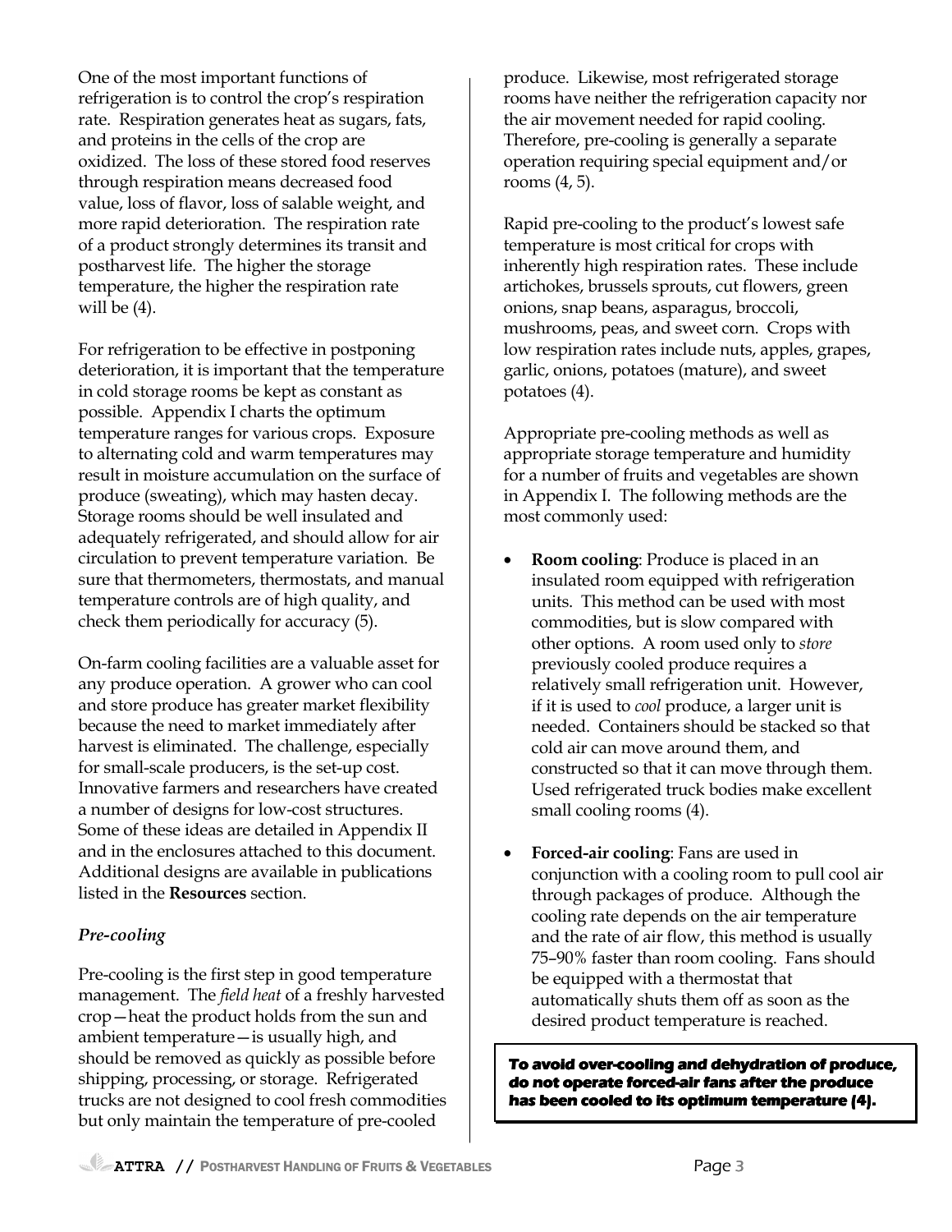One of the most important functions of refrigeration is to control the crop's respiration rate. Respiration generates heat as sugars, fats, and proteins in the cells of the crop are oxidized. The loss of these stored food reserves through respiration means decreased food value, loss of flavor, loss of salable weight, and more rapid deterioration. The respiration rate of a product strongly determines its transit and postharvest life. The higher the storage temperature, the higher the respiration rate will be (4).

For refrigeration to be effective in postponing deterioration, it is important that the temperature in cold storage rooms be kept as constant as possible. Appendix I charts the optimum temperature ranges for various crops. Exposure to alternating cold and warm temperatures may result in moisture accumulation on the surface of produce (sweating), which may hasten decay. Storage rooms should be well insulated and adequately refrigerated, and should allow for air circulation to prevent temperature variation. Be sure that thermometers, thermostats, and manual temperature controls are of high quality, and check them periodically for accuracy (5).

On-farm cooling facilities are a valuable asset for any produce operation. A grower who can cool and store produce has greater market flexibility because the need to market immediately after harvest is eliminated. The challenge, especially for small-scale producers, is the set-up cost. Innovative farmers and researchers have created a number of designs for low-cost structures. Some of these ideas are detailed in Appendix II and in the enclosures attached to this document. Additional designs are available in publications listed in the **Resources** section.

### *Pre-cooling*

Pre-cooling is the first step in good temperature management. The *field heat* of a freshly harvested crop—heat the product holds from the sun and ambient temperature—is usually high, and should be removed as quickly as possible before shipping, processing, or storage. Refrigerated trucks are not designed to cool fresh commodities but only maintain the temperature of pre-cooled produce. Likewise, most refrigerated storage rooms have neither the refrigeration capacity nor the air movement needed for rapid cooling. Therefore, pre-cooling is generally a separate operation requiring special equipment and/or rooms (4, 5).

Rapid pre-cooling to the product's lowest safe temperature is most critical for crops with inherently high respiration rates. These include artichokes, brussels sprouts, cut flowers, green onions, snap beans, asparagus, broccoli, mushrooms, peas, and sweet corn. Crops with low respiration rates include nuts, apples, grapes, garlic, onions, potatoes (mature), and sweet potatoes (4).

Appropriate pre-cooling methods as well as appropriate storage temperature and humidity for a number of fruits and vegetables are shown in Appendix I. The following methods are the most commonly used:

- **Room cooling**: Produce is placed in an insulated room equipped with refrigeration units. This method can be used with most commodities, but is slow compared with other options. A room used only to *store* previously cooled produce requires a relatively small refrigeration unit. However, if it is used to *cool* produce, a larger unit is needed. Containers should be stacked so that cold air can move around them, and constructed so that it can move through them. Used refrigerated truck bodies make excellent small cooling rooms (4).
- **Forced-air cooling**: Fans are used in conjunction with a cooling room to pull cool air through packages of produce. Although the cooling rate depends on the air temperature and the rate of air flow, this method is usually 75–90% faster than room cooling. Fans should be equipped with a thermostat that automatically shuts them off as soon as the desired product temperature is reached.

**To avoid over-cooling and dehydration of produce, do not operate forced-air fans after the produce has been cooled to its optimum temperature (4).**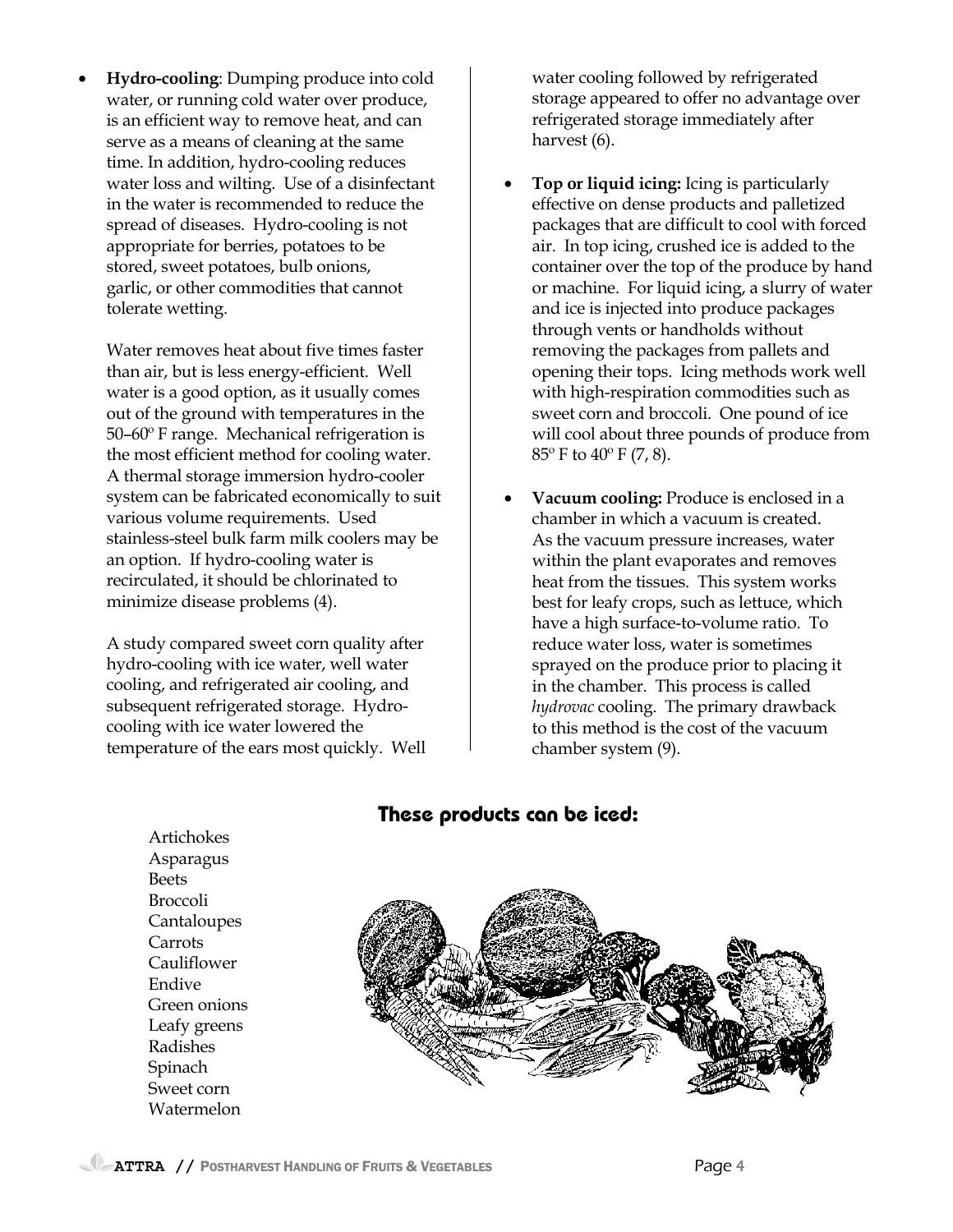- **Hydro-cooling**: Dumping produce into cold water, or running cold water over produce, is an efficient way to remove heat, and can serve as a means of cleaning at the same time. In addition, hydro-cooling reduces water loss and wilting. Use of a disinfectant in the water is recommended to reduce the spread of diseases. Hydro-cooling is not appropriate for berries, potatoes to be stored, sweet potatoes, bulb onions, garlic, or other commodities that cannot tolerate wetting.

  Water removes heat about five times faster than air, but is less energy-efficient. Well water is a good option, as it usually comes out of the ground with temperatures in the 50–60º F range. Mechanical refrigeration is the most efficient method for cooling water. A thermal storage immersion hydro-cooler system can be fabricated economically to suit various volume requirements. Used stainless-steel bulk farm milk coolers may be an option. If hydro-cooling water is recirculated, it should be chlorinated to minimize disease problems (4).

  A study compared sweet corn quality after hydro-cooling with ice water, well water cooling, and refrigerated air cooling, and subsequent refrigerated storage. Hydro-cooling with ice water lowered the temperature of the ears most quickly. Well water cooling followed by refrigerated storage appeared to offer no advantage over refrigerated storage immediately after harvest (6).

- **Top or liquid icing:** Icing is particularly effective on dense products and palletized packages that are difficult to cool with forced air. In top icing, crushed ice is added to the container over the top of the produce by hand or machine. For liquid icing, a slurry of water and ice is injected into produce packages through vents or handholds without removing the packages from pallets and opening their tops. Icing methods work well with high-respiration commodities such as sweet corn and broccoli. One pound of ice will cool about three pounds of produce from 85º F to 40º F (7, 8).

- **Vacuum cooling:** Produce is enclosed in a chamber in which a vacuum is created. As the vacuum pressure increases, water within the plant evaporates and removes heat from the tissues. This system works best for leafy crops, such as lettuce, which have a high surface-to-volume ratio. To reduce water loss, water is sometimes sprayed on the produce prior to placing it in the chamber. This process is called *hydrovac* cooling. The primary drawback to this method is the cost of the vacuum chamber system (9).

## These products can be iced:

Artichokes
Asparagus
Beets
Broccoli
Cantaloupes
Carrots
Cauliflower
Endive
Green onions
Leafy greens
Radishes
Spinach
Sweet corn
Watermelon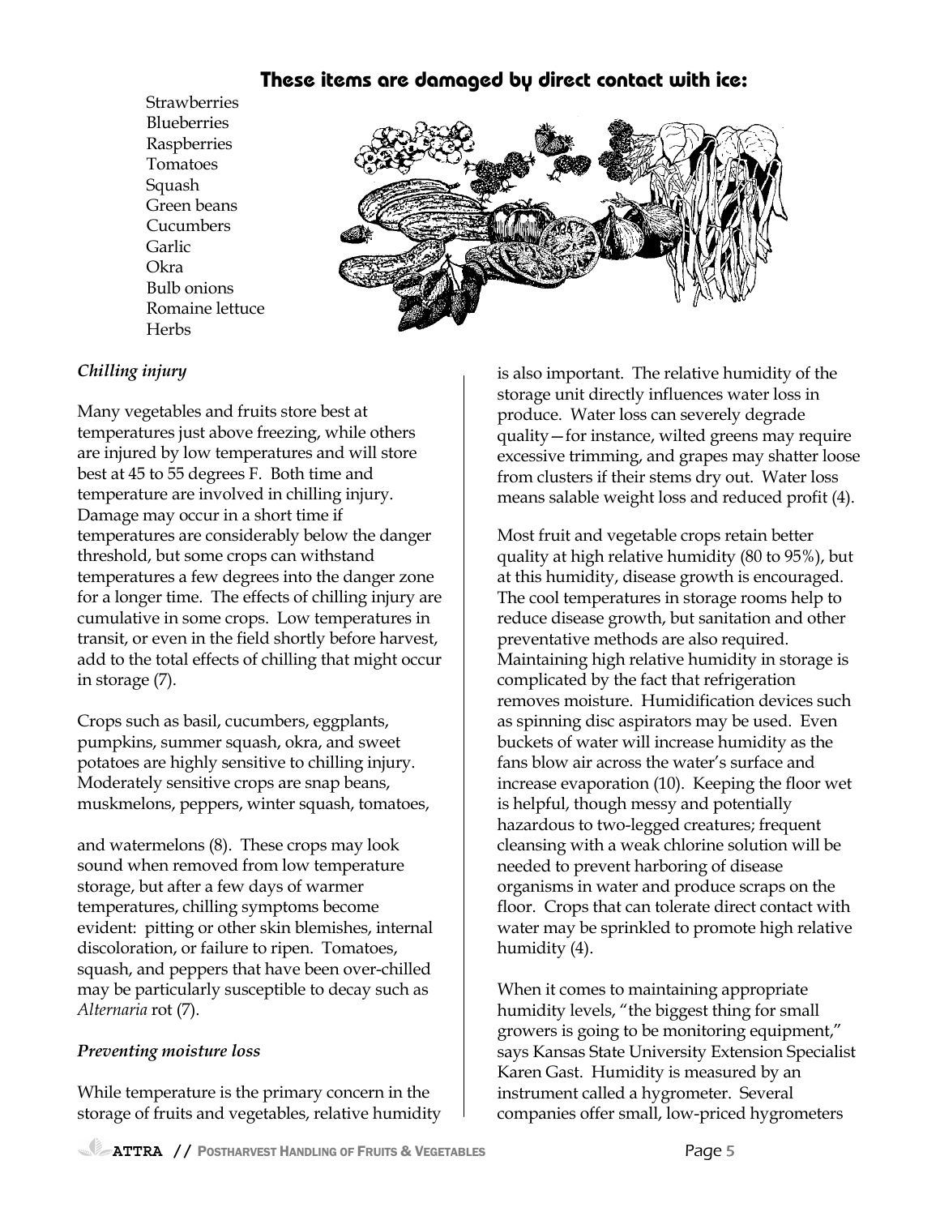## These items are damaged by direct contact with ice:

- Strawberries
- Blueberries
- Raspberries
- Tomatoes
- Squash
- Green beans
- Cucumbers
- Garlic
- Okra
- Bulb onions
- Romaine lettuce
- Herbs

### *Chilling injury*

Many vegetables and fruits store best at temperatures just above freezing, while others are injured by low temperatures and will store best at 45 to 55 degrees F. Both time and temperature are involved in chilling injury. Damage may occur in a short time if temperatures are considerably below the danger threshold, but some crops can withstand temperatures a few degrees into the danger zone for a longer time. The effects of chilling injury are cumulative in some crops. Low temperatures in transit, or even in the field shortly before harvest, add to the total effects of chilling that might occur in storage (7).

Crops such as basil, cucumbers, eggplants, pumpkins, summer squash, okra, and sweet potatoes are highly sensitive to chilling injury. Moderately sensitive crops are snap beans, muskmelons, peppers, winter squash, tomatoes, and watermelons (8). These crops may look sound when removed from low temperature storage, but after a few days of warmer temperatures, chilling symptoms become evident: pitting or other skin blemishes, internal discoloration, or failure to ripen. Tomatoes, squash, and peppers that have been over-chilled may be particularly susceptible to decay such as *Alternaria* rot (7).

### *Preventing moisture loss*

While temperature is the primary concern in the storage of fruits and vegetables, relative humidity is also important. The relative humidity of the storage unit directly influences water loss in produce. Water loss can severely degrade quality—for instance, wilted greens may require excessive trimming, and grapes may shatter loose from clusters if their stems dry out. Water loss means salable weight loss and reduced profit (4).

Most fruit and vegetable crops retain better quality at high relative humidity (80 to 95%), but at this humidity, disease growth is encouraged. The cool temperatures in storage rooms help to reduce disease growth, but sanitation and other preventative methods are also required. Maintaining high relative humidity in storage is complicated by the fact that refrigeration removes moisture. Humidification devices such as spinning disc aspirators may be used. Even buckets of water will increase humidity as the fans blow air across the water's surface and increase evaporation (10). Keeping the floor wet is helpful, though messy and potentially hazardous to two-legged creatures; frequent cleansing with a weak chlorine solution will be needed to prevent harboring of disease organisms in water and produce scraps on the floor. Crops that can tolerate direct contact with water may be sprinkled to promote high relative humidity (4).

When it comes to maintaining appropriate humidity levels, "the biggest thing for small growers is going to be monitoring equipment," says Kansas State University Extension Specialist Karen Gast. Humidity is measured by an instrument called a hygrometer. Several companies offer small, low-priced hygrometers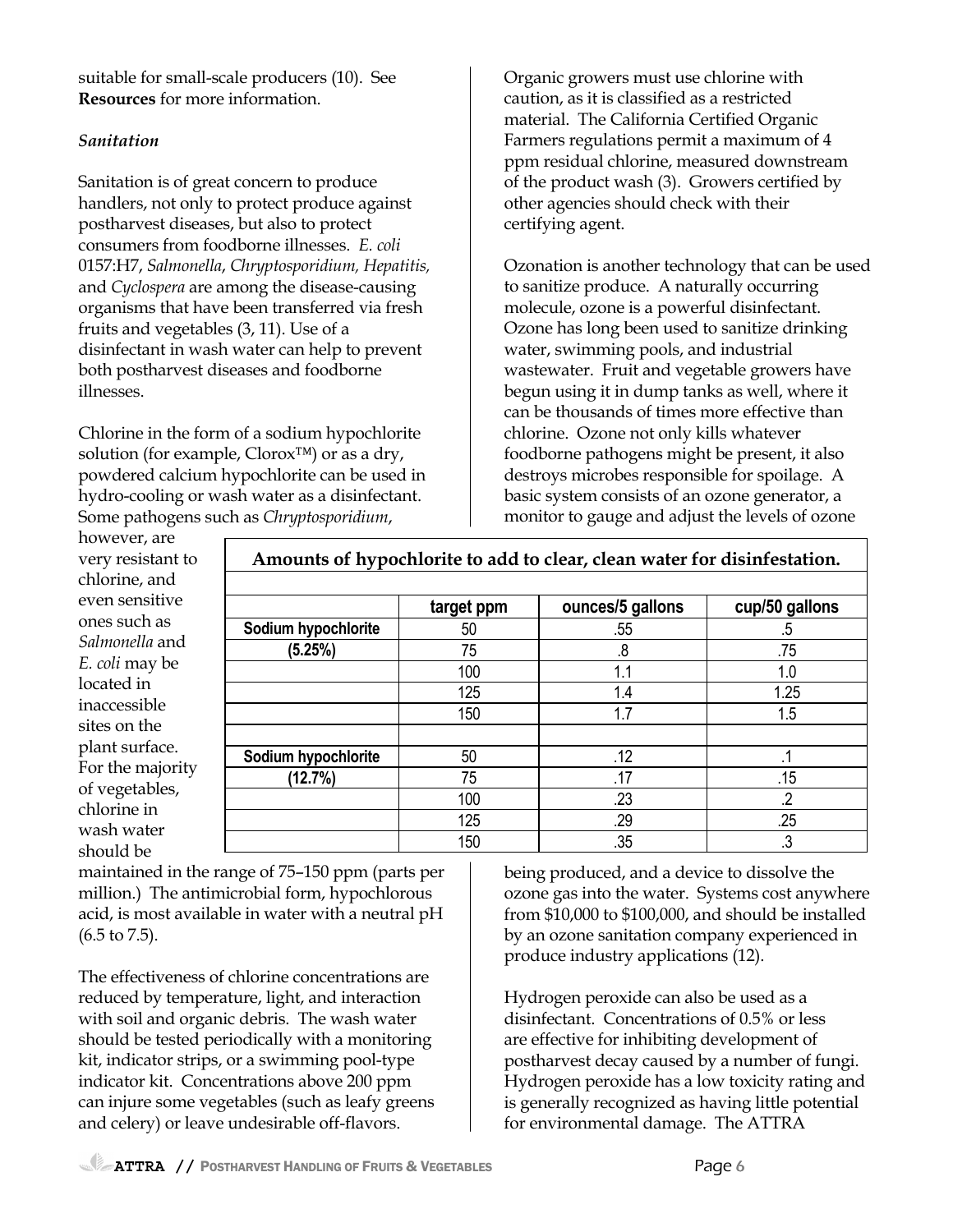suitable for small-scale producers (10). See **Resources** for more information.

### *Sanitation*

Sanitation is of great concern to produce handlers, not only to protect produce against postharvest diseases, but also to protect consumers from foodborne illnesses. *E. coli* 0157:H7, *Salmonella*, *Chryptosporidium, Hepatitis,* and *Cyclospera* are among the disease-causing organisms that have been transferred via fresh fruits and vegetables (3, 11). Use of a disinfectant in wash water can help to prevent both postharvest diseases and foodborne illnesses.

Chlorine in the form of a sodium hypochlorite solution (for example, Clorox™) or as a dry, powdered calcium hypochlorite can be used in hydro-cooling or wash water as a disinfectant. Some pathogens such as *Chryptosporidium*, however, are very resistant to chlorine, and even sensitive ones such as *Salmonella* and *E. coli* may be located in inaccessible sites on the plant surface. For the majority of vegetables, chlorine in wash water should be maintained in the range of 75–150 ppm (parts per million.) The antimicrobial form, hypochlorous acid, is most available in water with a neutral pH (6.5 to 7.5).

**Amounts of hypochlorite to add to clear, clean water for disinfestation.**

| | target ppm | ounces/5 gallons | cup/50 gallons |
|---|---|---|---|
| **Sodium hypochlorite** | 50 | .55 | .5 |
| **(5.25%)** | 75 | .8 | .75 |
| | 100 | 1.1 | 1.0 |
| | 125 | 1.4 | 1.25 |
| | 150 | 1.7 | 1.5 |
| | | | |
| **Sodium hypochlorite** | 50 | .12 | .1 |
| **(12.7%)** | 75 | .17 | .15 |
| | 100 | .23 | .2 |
| | 125 | .29 | .25 |
| | 150 | .35 | .3 |

The effectiveness of chlorine concentrations are reduced by temperature, light, and interaction with soil and organic debris. The wash water should be tested periodically with a monitoring kit, indicator strips, or a swimming pool-type indicator kit. Concentrations above 200 ppm can injure some vegetables (such as leafy greens and celery) or leave undesirable off-flavors.

Organic growers must use chlorine with caution, as it is classified as a restricted material. The California Certified Organic Farmers regulations permit a maximum of 4 ppm residual chlorine, measured downstream of the product wash (3). Growers certified by other agencies should check with their certifying agent.

Ozonation is another technology that can be used to sanitize produce. A naturally occurring molecule, ozone is a powerful disinfectant. Ozone has long been used to sanitize drinking water, swimming pools, and industrial wastewater. Fruit and vegetable growers have begun using it in dump tanks as well, where it can be thousands of times more effective than chlorine. Ozone not only kills whatever foodborne pathogens might be present, it also destroys microbes responsible for spoilage. A basic system consists of an ozone generator, a monitor to gauge and adjust the levels of ozone being produced, and a device to dissolve the ozone gas into the water. Systems cost anywhere from $10,000 to $100,000, and should be installed by an ozone sanitation company experienced in produce industry applications (12).

Hydrogen peroxide can also be used as a disinfectant. Concentrations of 0.5% or less are effective for inhibiting development of postharvest decay caused by a number of fungi. Hydrogen peroxide has a low toxicity rating and is generally recognized as having little potential for environmental damage. The ATTRA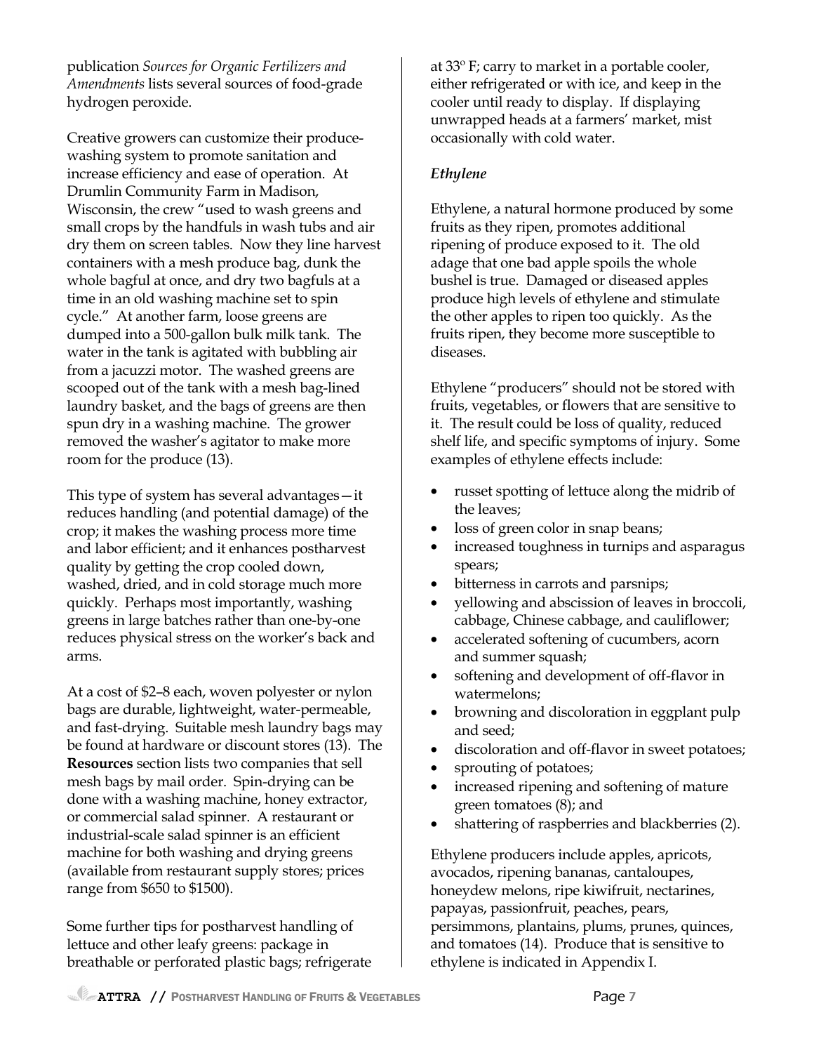publication *Sources for Organic Fertilizers and Amendments* lists several sources of food-grade hydrogen peroxide.

Creative growers can customize their produce-washing system to promote sanitation and increase efficiency and ease of operation. At Drumlin Community Farm in Madison, Wisconsin, the crew "used to wash greens and small crops by the handfuls in wash tubs and air dry them on screen tables. Now they line harvest containers with a mesh produce bag, dunk the whole bagful at once, and dry two bagfuls at a time in an old washing machine set to spin cycle." At another farm, loose greens are dumped into a 500-gallon bulk milk tank. The water in the tank is agitated with bubbling air from a jacuzzi motor. The washed greens are scooped out of the tank with a mesh bag-lined laundry basket, and the bags of greens are then spun dry in a washing machine. The grower removed the washer's agitator to make more room for the produce (13).

This type of system has several advantages—it reduces handling (and potential damage) of the crop; it makes the washing process more time and labor efficient; and it enhances postharvest quality by getting the crop cooled down, washed, dried, and in cold storage much more quickly. Perhaps most importantly, washing greens in large batches rather than one-by-one reduces physical stress on the worker's back and arms.

At a cost of $2–8 each, woven polyester or nylon bags are durable, lightweight, water-permeable, and fast-drying. Suitable mesh laundry bags may be found at hardware or discount stores (13). The **Resources** section lists two companies that sell mesh bags by mail order. Spin-drying can be done with a washing machine, honey extractor, or commercial salad spinner. A restaurant or industrial-scale salad spinner is an efficient machine for both washing and drying greens (available from restaurant supply stores; prices range from $650 to $1500).

Some further tips for postharvest handling of lettuce and other leafy greens: package in breathable or perforated plastic bags; refrigerate at 33° F; carry to market in a portable cooler, either refrigerated or with ice, and keep in the cooler until ready to display. If displaying unwrapped heads at a farmers' market, mist occasionally with cold water.

### *Ethylene*

Ethylene, a natural hormone produced by some fruits as they ripen, promotes additional ripening of produce exposed to it. The old adage that one bad apple spoils the whole bushel is true. Damaged or diseased apples produce high levels of ethylene and stimulate the other apples to ripen too quickly. As the fruits ripen, they become more susceptible to diseases.

Ethylene "producers" should not be stored with fruits, vegetables, or flowers that are sensitive to it. The result could be loss of quality, reduced shelf life, and specific symptoms of injury. Some examples of ethylene effects include:

- russet spotting of lettuce along the midrib of the leaves;
- loss of green color in snap beans;
- increased toughness in turnips and asparagus spears;
- bitterness in carrots and parsnips;
- yellowing and abscission of leaves in broccoli, cabbage, Chinese cabbage, and cauliflower;
- accelerated softening of cucumbers, acorn and summer squash;
- softening and development of off-flavor in watermelons;
- browning and discoloration in eggplant pulp and seed;
- discoloration and off-flavor in sweet potatoes;
- sprouting of potatoes;
- increased ripening and softening of mature green tomatoes (8); and
- shattering of raspberries and blackberries (2).

Ethylene producers include apples, apricots, avocados, ripening bananas, cantaloupes, honeydew melons, ripe kiwifruit, nectarines, papayas, passionfruit, peaches, pears, persimmons, plantains, plums, prunes, quinces, and tomatoes (14). Produce that is sensitive to ethylene is indicated in Appendix I.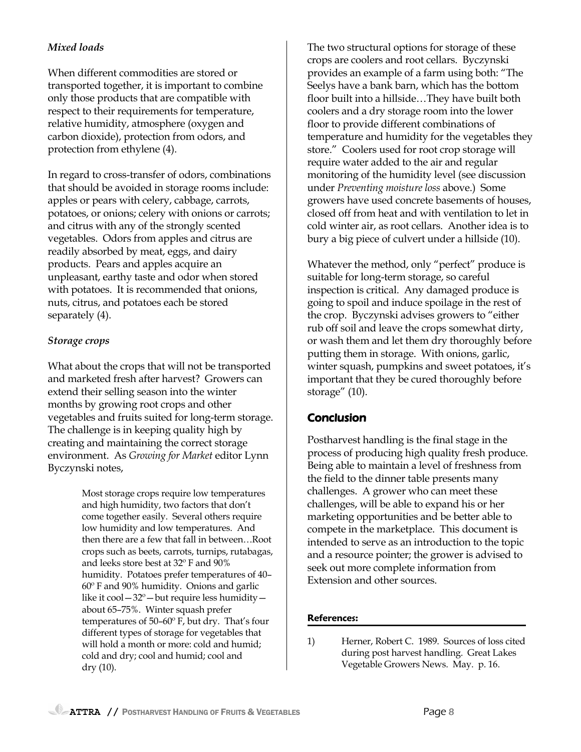*Mixed loads*

When different commodities are stored or transported together, it is important to combine only those products that are compatible with respect to their requirements for temperature, relative humidity, atmosphere (oxygen and carbon dioxide), protection from odors, and protection from ethylene (4).

In regard to cross-transfer of odors, combinations that should be avoided in storage rooms include: apples or pears with celery, cabbage, carrots, potatoes, or onions; celery with onions or carrots; and citrus with any of the strongly scented vegetables. Odors from apples and citrus are readily absorbed by meat, eggs, and dairy products. Pears and apples acquire an unpleasant, earthy taste and odor when stored with potatoes. It is recommended that onions, nuts, citrus, and potatoes each be stored separately (4).

*Storage crops*

What about the crops that will not be transported and marketed fresh after harvest? Growers can extend their selling season into the winter months by growing root crops and other vegetables and fruits suited for long-term storage. The challenge is in keeping quality high by creating and maintaining the correct storage environment. As *Growing for Market* editor Lynn Byczynski notes,

> Most storage crops require low temperatures and high humidity, two factors that don't come together easily. Several others require low humidity and low temperatures. And then there are a few that fall in between…Root crops such as beets, carrots, turnips, rutabagas, and leeks store best at 32º F and 90% humidity. Potatoes prefer temperatures of 40–60º F and 90% humidity. Onions and garlic like it cool—32º—but require less humidity—about 65–75%. Winter squash prefer temperatures of 50–60º F, but dry. That's four different types of storage for vegetables that will hold a month or more: cold and humid; cold and dry; cool and humid; cool and dry (10).

The two structural options for storage of these crops are coolers and root cellars. Byczynski provides an example of a farm using both: "The Seelys have a bank barn, which has the bottom floor built into a hillside…They have built both coolers and a dry storage room into the lower floor to provide different combinations of temperature and humidity for the vegetables they store." Coolers used for root crop storage will require water added to the air and regular monitoring of the humidity level (see discussion under *Preventing moisture loss* above.) Some growers have used concrete basements of houses, closed off from heat and with ventilation to let in cold winter air, as root cellars. Another idea is to bury a big piece of culvert under a hillside (10).

Whatever the method, only "perfect" produce is suitable for long-term storage, so careful inspection is critical. Any damaged produce is going to spoil and induce spoilage in the rest of the crop. Byczynski advises growers to "either rub off soil and leave the crops somewhat dirty, or wash them and let them dry thoroughly before putting them in storage. With onions, garlic, winter squash, pumpkins and sweet potatoes, it's important that they be cured thoroughly before storage" (10).

## Conclusion

Postharvest handling is the final stage in the process of producing high quality fresh produce. Being able to maintain a level of freshness from the field to the dinner table presents many challenges. A grower who can meet these challenges, will be able to expand his or her marketing opportunities and be better able to compete in the marketplace. This document is intended to serve as an introduction to the topic and a resource pointer; the grower is advised to seek out more complete information from Extension and other sources.

**References:**

1) Herner, Robert C. 1989. Sources of loss cited during post harvest handling. Great Lakes Vegetable Growers News. May. p. 16.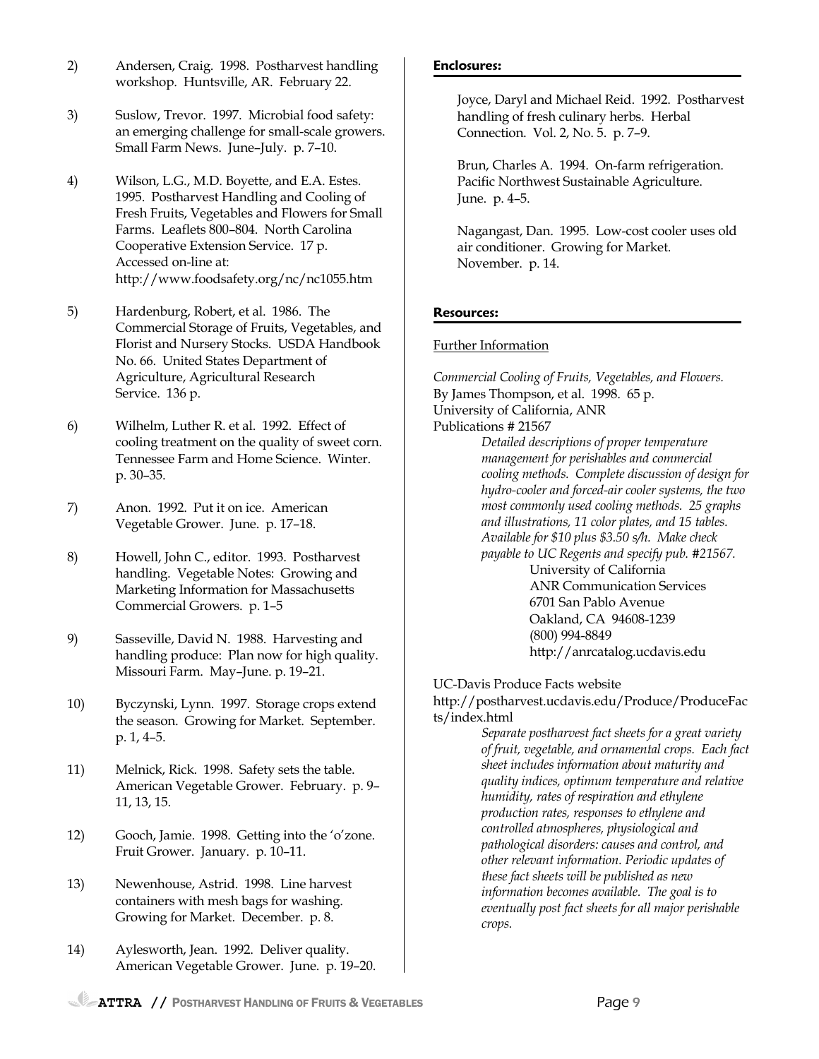2) Andersen, Craig. 1998. Postharvest handling workshop. Huntsville, AR. February 22.

3) Suslow, Trevor. 1997. Microbial food safety: an emerging challenge for small-scale growers. Small Farm News. June–July. p. 7–10.

4) Wilson, L.G., M.D. Boyette, and E.A. Estes. 1995. Postharvest Handling and Cooling of Fresh Fruits, Vegetables and Flowers for Small Farms. Leaflets 800–804. North Carolina Cooperative Extension Service. 17 p. Accessed on-line at: http://www.foodsafety.org/nc/nc1055.htm

5) Hardenburg, Robert, et al. 1986. The Commercial Storage of Fruits, Vegetables, and Florist and Nursery Stocks. USDA Handbook No. 66. United States Department of Agriculture, Agricultural Research Service. 136 p.

6) Wilhelm, Luther R. et al. 1992. Effect of cooling treatment on the quality of sweet corn. Tennessee Farm and Home Science. Winter. p. 30–35.

7) Anon. 1992. Put it on ice. American Vegetable Grower. June. p. 17–18.

8) Howell, John C., editor. 1993. Postharvest handling. Vegetable Notes: Growing and Marketing Information for Massachusetts Commercial Growers. p. 1–5

9) Sasseville, David N. 1988. Harvesting and handling produce: Plan now for high quality. Missouri Farm. May–June. p. 19–21.

10) Byczynski, Lynn. 1997. Storage crops extend the season. Growing for Market. September. p. 1, 4–5.

11) Melnick, Rick. 1998. Safety sets the table. American Vegetable Grower. February. p. 9–11, 13, 15.

12) Gooch, Jamie. 1998. Getting into the 'o'zone. Fruit Grower. January. p. 10–11.

13) Newenhouse, Astrid. 1998. Line harvest containers with mesh bags for washing. Growing for Market. December. p. 8.

14) Aylesworth, Jean. 1992. Deliver quality. American Vegetable Grower. June. p. 19–20.

## Enclosures:

Joyce, Daryl and Michael Reid. 1992. Postharvest handling of fresh culinary herbs. Herbal Connection. Vol. 2, No. 5. p. 7–9.

Brun, Charles A. 1994. On-farm refrigeration. Pacific Northwest Sustainable Agriculture. June. p. 4–5.

Nagangast, Dan. 1995. Low-cost cooler uses old air conditioner. Growing for Market. November. p. 14.

## Resources:

### Further Information

*Commercial Cooling of Fruits, Vegetables, and Flowers.*
By James Thompson, et al. 1998. 65 p.
University of California, ANR
Publications # 21567

> *Detailed descriptions of proper temperature management for perishables and commercial cooling methods. Complete discussion of design for hydro-cooler and forced-air cooler systems, the two most commonly used cooling methods. 25 graphs and illustrations, 11 color plates, and 15 tables. Available for $10 plus $3.50 s/h. Make check payable to UC Regents and specify pub. #21567.*
>
> University of California
> ANR Communication Services
> 6701 San Pablo Avenue
> Oakland, CA 94608-1239
> (800) 994-8849
> http://anrcatalog.ucdavis.edu

UC-Davis Produce Facts website
http://postharvest.ucdavis.edu/Produce/ProduceFacts/index.html

> *Separate postharvest fact sheets for a great variety of fruit, vegetable, and ornamental crops. Each fact sheet includes information about maturity and quality indices, optimum temperature and relative humidity, rates of respiration and ethylene production rates, responses to ethylene and controlled atmospheres, physiological and pathological disorders: causes and control, and other relevant information. Periodic updates of these fact sheets will be published as new information becomes available. The goal is to eventually post fact sheets for all major perishable crops.*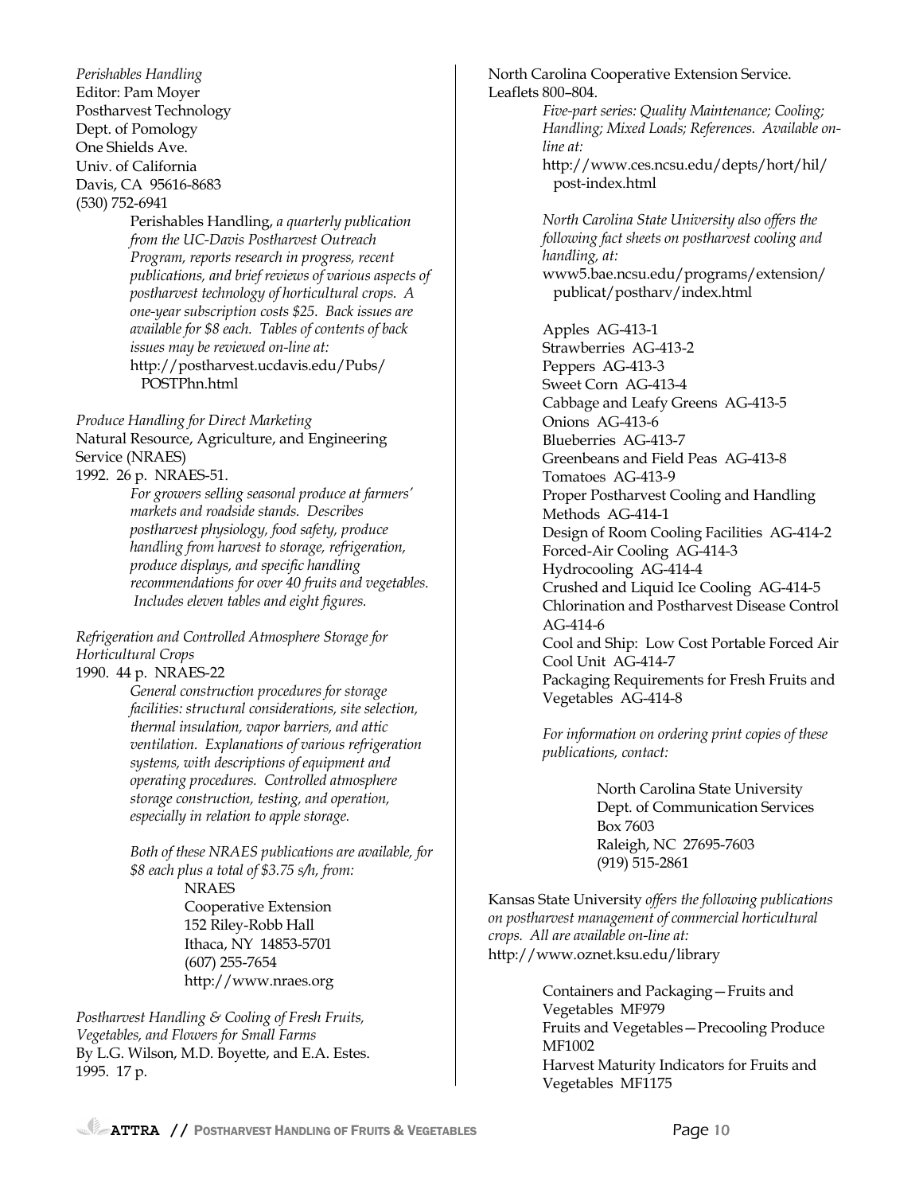*Perishables Handling*
Editor: Pam Moyer
Postharvest Technology
Dept. of Pomology
One Shields Ave.
Univ. of California
Davis, CA 95616-8683
(530) 752-6941

> Perishables Handling, *a quarterly publication from the UC-Davis Postharvest Outreach Program, reports research in progress, recent publications, and brief reviews of various aspects of postharvest technology of horticultural crops. A one-year subscription costs $25. Back issues are available for $8 each. Tables of contents of back issues may be reviewed on-line at:*
> http://postharvest.ucdavis.edu/Pubs/POSTPhn.html

*Produce Handling for Direct Marketing*
Natural Resource, Agriculture, and Engineering Service (NRAES)
1992. 26 p. NRAES-51.

> *For growers selling seasonal produce at farmers' markets and roadside stands. Describes postharvest physiology, food safety, produce handling from harvest to storage, refrigeration, produce displays, and specific handling recommendations for over 40 fruits and vegetables. Includes eleven tables and eight figures.*

*Refrigeration and Controlled Atmosphere Storage for Horticultural Crops*
1990. 44 p. NRAES-22

> *General construction procedures for storage facilities: structural considerations, site selection, thermal insulation, vapor barriers, and attic ventilation. Explanations of various refrigeration systems, with descriptions of equipment and operating procedures. Controlled atmosphere storage construction, testing, and operation, especially in relation to apple storage.*
>
> *Both of these NRAES publications are available, for $8 each plus a total of $3.75 s/h, from:*
>
> NRAES
> Cooperative Extension
> 152 Riley-Robb Hall
> Ithaca, NY 14853-5701
> (607) 255-7654
> http://www.nraes.org

*Postharvest Handling & Cooling of Fresh Fruits, Vegetables, and Flowers for Small Farms*
By L.G. Wilson, M.D. Boyette, and E.A. Estes.
1995. 17 p.

North Carolina Cooperative Extension Service.
Leaflets 800–804.

> *Five-part series: Quality Maintenance; Cooling; Handling; Mixed Loads; References. Available on-line at:*
> http://www.ces.ncsu.edu/depts/hort/hil/post-index.html
>
> *North Carolina State University also offers the following fact sheets on postharvest cooling and handling, at:*
> www5.bae.ncsu.edu/programs/extension/publicat/postharv/index.html
>
> Apples AG-413-1
> Strawberries AG-413-2
> Peppers AG-413-3
> Sweet Corn AG-413-4
> Cabbage and Leafy Greens AG-413-5
> Onions AG-413-6
> Blueberries AG-413-7
> Greenbeans and Field Peas AG-413-8
> Tomatoes AG-413-9
> Proper Postharvest Cooling and Handling Methods AG-414-1
> Design of Room Cooling Facilities AG-414-2
> Forced-Air Cooling AG-414-3
> Hydrocooling AG-414-4
> Crushed and Liquid Ice Cooling AG-414-5
> Chlorination and Postharvest Disease Control AG-414-6
> Cool and Ship: Low Cost Portable Forced Air Cool Unit AG-414-7
> Packaging Requirements for Fresh Fruits and Vegetables AG-414-8
>
> *For information on ordering print copies of these publications, contact:*
>
> North Carolina State University
> Dept. of Communication Services
> Box 7603
> Raleigh, NC 27695-7603
> (919) 515-2861

Kansas State University *offers the following publications on postharvest management of commercial horticultural crops. All are available on-line at:*
http://www.oznet.ksu.edu/library

> Containers and Packaging—Fruits and Vegetables MF979
> Fruits and Vegetables—Precooling Produce MF1002
> Harvest Maturity Indicators for Fruits and Vegetables MF1175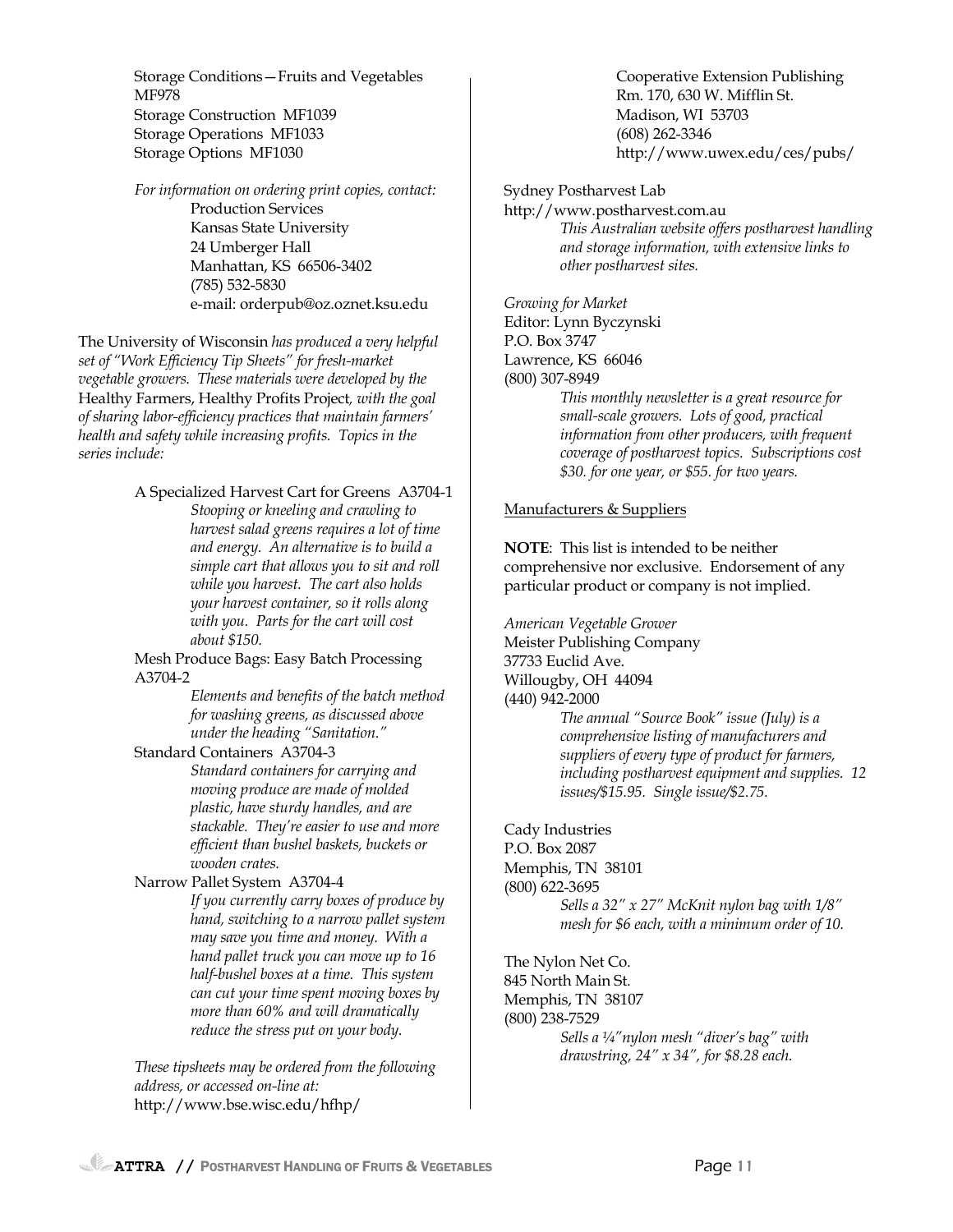Storage Conditions—Fruits and Vegetables MF978
Storage Construction MF1039
Storage Operations MF1033
Storage Options MF1030

*For information on ordering print copies, contact:*

Production Services
Kansas State University
24 Umberger Hall
Manhattan, KS 66506-3402
(785) 532-5830
e-mail: orderpub@oz.oznet.ksu.edu

The University of Wisconsin *has produced a very helpful set of "Work Efficiency Tip Sheets" for fresh-market vegetable growers. These materials were developed by the* Healthy Farmers, Healthy Profits Project*, with the goal of sharing labor-efficiency practices that maintain farmers' health and safety while increasing profits. Topics in the series include:*

A Specialized Harvest Cart for Greens A3704-1

*Stooping or kneeling and crawling to harvest salad greens requires a lot of time and energy. An alternative is to build a simple cart that allows you to sit and roll while you harvest. The cart also holds your harvest container, so it rolls along with you. Parts for the cart will cost about $150.*

Mesh Produce Bags: Easy Batch Processing A3704-2

*Elements and benefits of the batch method for washing greens, as discussed above under the heading "Sanitation."*

Standard Containers A3704-3

*Standard containers for carrying and moving produce are made of molded plastic, have sturdy handles, and are stackable. They're easier to use and more efficient than bushel baskets, buckets or wooden crates.*

Narrow Pallet System A3704-4

*If you currently carry boxes of produce by hand, switching to a narrow pallet system may save you time and money. With a hand pallet truck you can move up to 16 half-bushel boxes at a time. This system can cut your time spent moving boxes by more than 60% and will dramatically reduce the stress put on your body.*

*These tipsheets may be ordered from the following address, or accessed on-line at:*
http://www.bse.wisc.edu/hfhp/

Cooperative Extension Publishing
Rm. 170, 630 W. Mifflin St.
Madison, WI 53703
(608) 262-3346
http://www.uwex.edu/ces/pubs/

Sydney Postharvest Lab
http://www.postharvest.com.au

*This Australian website offers postharvest handling and storage information, with extensive links to other postharvest sites.*

*Growing for Market*
Editor: Lynn Byczynski
P.O. Box 3747
Lawrence, KS 66046
(800) 307-8949

*This monthly newsletter is a great resource for small-scale growers. Lots of good, practical information from other producers, with frequent coverage of postharvest topics. Subscriptions cost $30. for one year, or $55. for two years.*

Manufacturers & Suppliers

**NOTE**: This list is intended to be neither comprehensive nor exclusive. Endorsement of any particular product or company is not implied.

*American Vegetable Grower*
Meister Publishing Company
37733 Euclid Ave.
Willougby, OH 44094
(440) 942-2000

*The annual "Source Book" issue (July) is a comprehensive listing of manufacturers and suppliers of every type of product for farmers, including postharvest equipment and supplies. 12 issues/$15.95. Single issue/$2.75.*

Cady Industries
P.O. Box 2087
Memphis, TN 38101
(800) 622-3695

*Sells a 32" x 27" McKnit nylon bag with 1/8" mesh for $6 each, with a minimum order of 10.*

The Nylon Net Co.
845 North Main St.
Memphis, TN 38107
(800) 238-7529

*Sells a ¼"nylon mesh "diver's bag" with drawstring, 24" x 34", for $8.28 each.*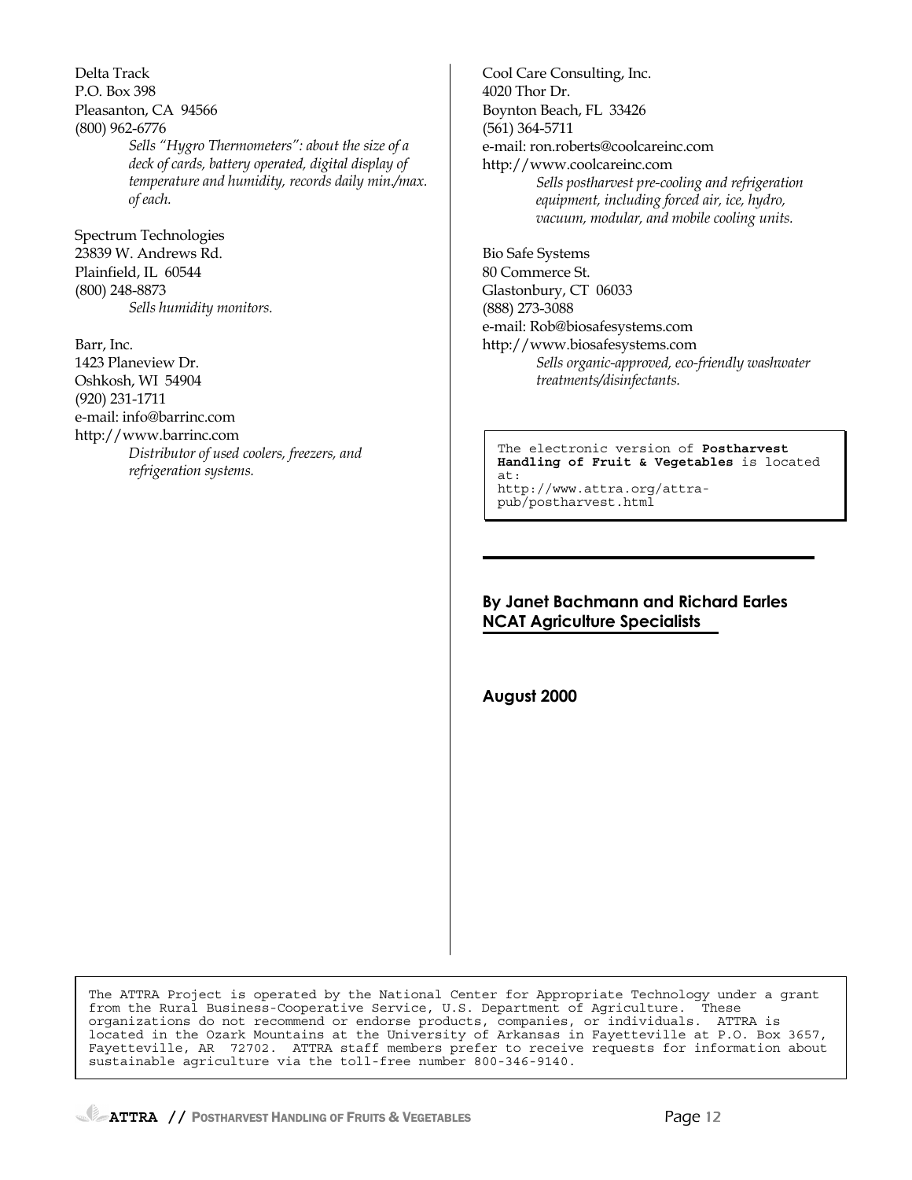Delta Track
P.O. Box 398
Pleasanton, CA 94566
(800) 962-6776

*Sells "Hygro Thermometers": about the size of a deck of cards, battery operated, digital display of temperature and humidity, records daily min./max. of each.*

Spectrum Technologies
23839 W. Andrews Rd.
Plainfield, IL 60544
(800) 248-8873

*Sells humidity monitors.*

Barr, Inc.
1423 Planeview Dr.
Oshkosh, WI 54904
(920) 231-1711
e-mail: info@barrinc.com
http://www.barrinc.com

*Distributor of used coolers, freezers, and refrigeration systems.*

Cool Care Consulting, Inc.
4020 Thor Dr.
Boynton Beach, FL 33426
(561) 364-5711
e-mail: ron.roberts@coolcareinc.com
http://www.coolcareinc.com

*Sells postharvest pre-cooling and refrigeration equipment, including forced air, ice, hydro, vacuum, modular, and mobile cooling units.*

Bio Safe Systems
80 Commerce St.
Glastonbury, CT 06033
(888) 273-3088
e-mail: Rob@biosafesystems.com
http://www.biosafesystems.com

*Sells organic-approved, eco-friendly washwater treatments/disinfectants.*

The electronic version of **Postharvest Handling of Fruit & Vegetables** is located at:
http://www.attra.org/attra-pub/postharvest.html

---

**By Janet Bachmann and Richard Earles**
**NCAT Agriculture Specialists**

**August 2000**

The ATTRA Project is operated by the National Center for Appropriate Technology under a grant from the Rural Business-Cooperative Service, U.S. Department of Agriculture. These organizations do not recommend or endorse products, companies, or individuals. ATTRA is located in the Ozark Mountains at the University of Arkansas in Fayetteville at P.O. Box 3657, Fayetteville, AR 72702. ATTRA staff members prefer to receive requests for information about sustainable agriculture via the toll-free number 800-346-9140.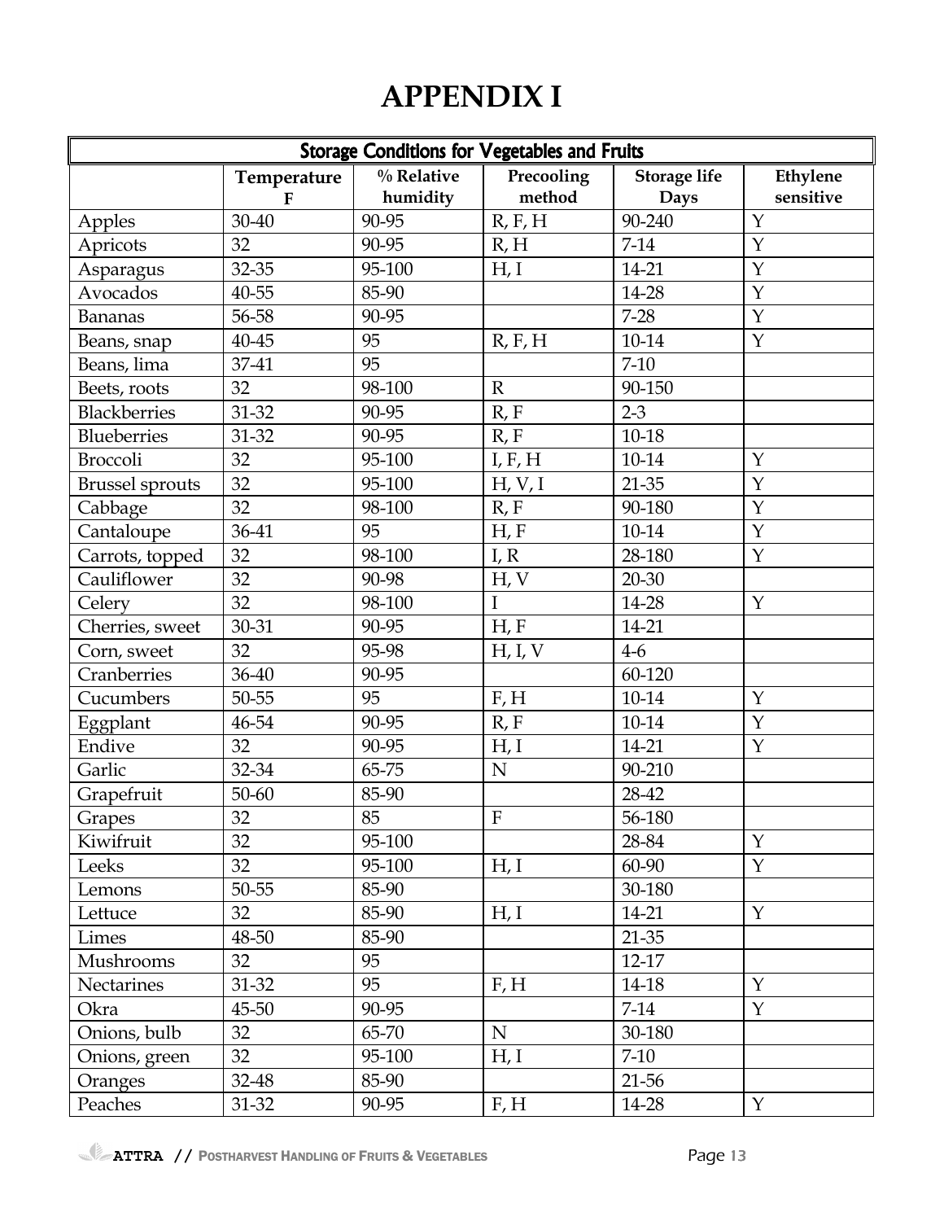# APPENDIX I

| Storage Conditions for Vegetables and Fruits | | | | | |
|---|---|---|---|---|---|
| | Temperature F | % Relative humidity | Precooling method | Storage life Days | Ethylene sensitive |
| Apples | 30-40 | 90-95 | R, F, H | 90-240 | Y |
| Apricots | 32 | 90-95 | R, H | 7-14 | Y |
| Asparagus | 32-35 | 95-100 | H, I | 14-21 | Y |
| Avocados | 40-55 | 85-90 | | 14-28 | Y |
| Bananas | 56-58 | 90-95 | | 7-28 | Y |
| Beans, snap | 40-45 | 95 | R, F, H | 10-14 | Y |
| Beans, lima | 37-41 | 95 | | 7-10 | |
| Beets, roots | 32 | 98-100 | R | 90-150 | |
| Blackberries | 31-32 | 90-95 | R, F | 2-3 | |
| Blueberries | 31-32 | 90-95 | R, F | 10-18 | |
| Broccoli | 32 | 95-100 | I, F, H | 10-14 | Y |
| Brussel sprouts | 32 | 95-100 | H, V, I | 21-35 | Y |
| Cabbage | 32 | 98-100 | R, F | 90-180 | Y |
| Cantaloupe | 36-41 | 95 | H, F | 10-14 | Y |
| Carrots, topped | 32 | 98-100 | I, R | 28-180 | Y |
| Cauliflower | 32 | 90-98 | H, V | 20-30 | |
| Celery | 32 | 98-100 | I | 14-28 | Y |
| Cherries, sweet | 30-31 | 90-95 | H, F | 14-21 | |
| Corn, sweet | 32 | 95-98 | H, I, V | 4-6 | |
| Cranberries | 36-40 | 90-95 | | 60-120 | |
| Cucumbers | 50-55 | 95 | F, H | 10-14 | Y |
| Eggplant | 46-54 | 90-95 | R, F | 10-14 | Y |
| Endive | 32 | 90-95 | H, I | 14-21 | Y |
| Garlic | 32-34 | 65-75 | N | 90-210 | |
| Grapefruit | 50-60 | 85-90 | | 28-42 | |
| Grapes | 32 | 85 | F | 56-180 | |
| Kiwifruit | 32 | 95-100 | | 28-84 | Y |
| Leeks | 32 | 95-100 | H, I | 60-90 | Y |
| Lemons | 50-55 | 85-90 | | 30-180 | |
| Lettuce | 32 | 85-90 | H, I | 14-21 | Y |
| Limes | 48-50 | 85-90 | | 21-35 | |
| Mushrooms | 32 | 95 | | 12-17 | |
| Nectarines | 31-32 | 95 | F, H | 14-18 | Y |
| Okra | 45-50 | 90-95 | | 7-14 | Y |
| Onions, bulb | 32 | 65-70 | N | 30-180 | |
| Onions, green | 32 | 95-100 | H, I | 7-10 | |
| Oranges | 32-48 | 85-90 | | 21-56 | |
| Peaches | 31-32 | 90-95 | F, H | 14-28 | Y |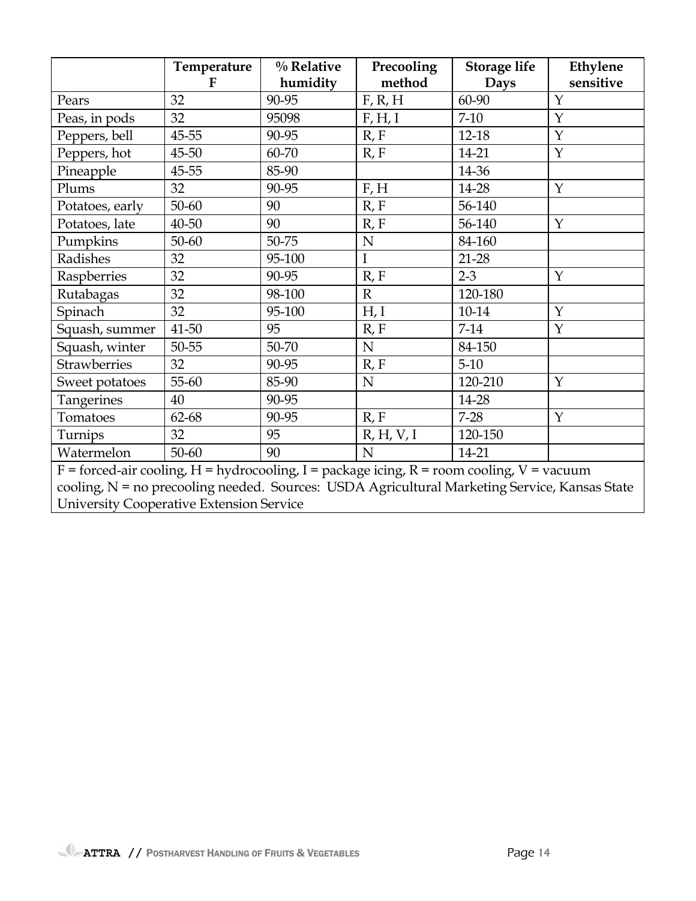| | Temperature F | % Relative humidity | Precooling method | Storage life Days | Ethylene sensitive |
|---|---|---|---|---|---|
| Pears | 32 | 90-95 | F, R, H | 60-90 | Y |
| Peas, in pods | 32 | 95098 | F, H, I | 7-10 | Y |
| Peppers, bell | 45-55 | 90-95 | R, F | 12-18 | Y |
| Peppers, hot | 45-50 | 60-70 | R, F | 14-21 | Y |
| Pineapple | 45-55 | 85-90 | | 14-36 | |
| Plums | 32 | 90-95 | F, H | 14-28 | Y |
| Potatoes, early | 50-60 | 90 | R, F | 56-140 | |
| Potatoes, late | 40-50 | 90 | R, F | 56-140 | Y |
| Pumpkins | 50-60 | 50-75 | N | 84-160 | |
| Radishes | 32 | 95-100 | I | 21-28 | |
| Raspberries | 32 | 90-95 | R, F | 2-3 | Y |
| Rutabagas | 32 | 98-100 | R | 120-180 | |
| Spinach | 32 | 95-100 | H, I | 10-14 | Y |
| Squash, summer | 41-50 | 95 | R, F | 7-14 | Y |
| Squash, winter | 50-55 | 50-70 | N | 84-150 | |
| Strawberries | 32 | 90-95 | R, F | 5-10 | |
| Sweet potatoes | 55-60 | 85-90 | N | 120-210 | Y |
| Tangerines | 40 | 90-95 | | 14-28 | |
| Tomatoes | 62-68 | 90-95 | R, F | 7-28 | Y |
| Turnips | 32 | 95 | R, H, V, I | 120-150 | |
| Watermelon | 50-60 | 90 | N | 14-21 | |

F = forced-air cooling, H = hydrocooling, I = package icing, R = room cooling, V = vacuum cooling, N = no precooling needed. Sources: USDA Agricultural Marketing Service, Kansas State University Cooperative Extension Service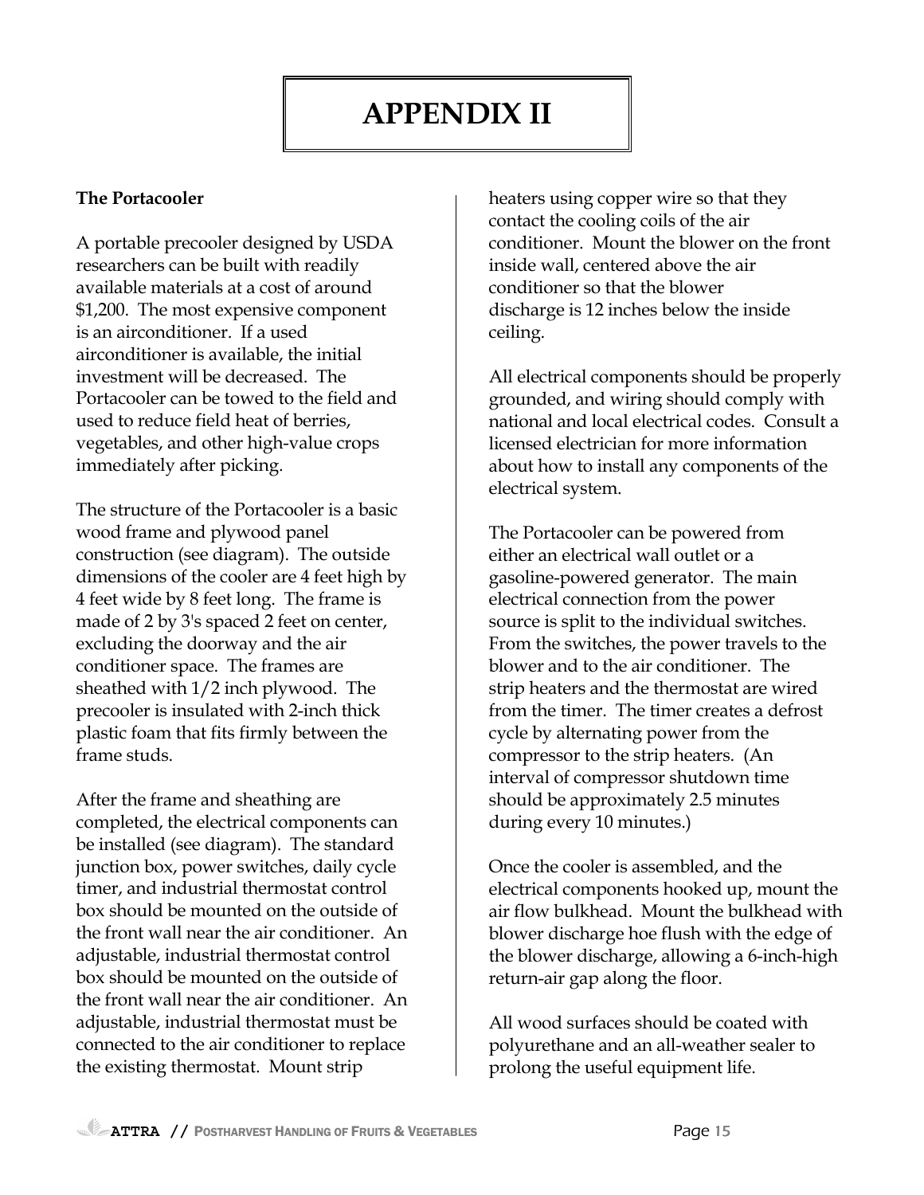# APPENDIX II

**The Portacooler**

A portable precooler designed by USDA researchers can be built with readily available materials at a cost of around $1,200. The most expensive component is an airconditioner. If a used airconditioner is available, the initial investment will be decreased. The Portacooler can be towed to the field and used to reduce field heat of berries, vegetables, and other high-value crops immediately after picking.

The structure of the Portacooler is a basic wood frame and plywood panel construction (see diagram). The outside dimensions of the cooler are 4 feet high by 4 feet wide by 8 feet long. The frame is made of 2 by 3's spaced 2 feet on center, excluding the doorway and the air conditioner space. The frames are sheathed with 1/2 inch plywood. The precooler is insulated with 2-inch thick plastic foam that fits firmly between the frame studs.

After the frame and sheathing are completed, the electrical components can be installed (see diagram). The standard junction box, power switches, daily cycle timer, and industrial thermostat control box should be mounted on the outside of the front wall near the air conditioner. An adjustable, industrial thermostat control box should be mounted on the outside of the front wall near the air conditioner. An adjustable, industrial thermostat must be connected to the air conditioner to replace the existing thermostat. Mount strip heaters using copper wire so that they contact the cooling coils of the air conditioner. Mount the blower on the front inside wall, centered above the air conditioner so that the blower discharge is 12 inches below the inside ceiling.

All electrical components should be properly grounded, and wiring should comply with national and local electrical codes. Consult a licensed electrician for more information about how to install any components of the electrical system.

The Portacooler can be powered from either an electrical wall outlet or a gasoline-powered generator. The main electrical connection from the power source is split to the individual switches. From the switches, the power travels to the blower and to the air conditioner. The strip heaters and the thermostat are wired from the timer. The timer creates a defrost cycle by alternating power from the compressor to the strip heaters. (An interval of compressor shutdown time should be approximately 2.5 minutes during every 10 minutes.)

Once the cooler is assembled, and the electrical components hooked up, mount the air flow bulkhead. Mount the bulkhead with blower discharge hoe flush with the edge of the blower discharge, allowing a 6-inch-high return-air gap along the floor.

All wood surfaces should be coated with polyurethane and an all-weather sealer to prolong the useful equipment life.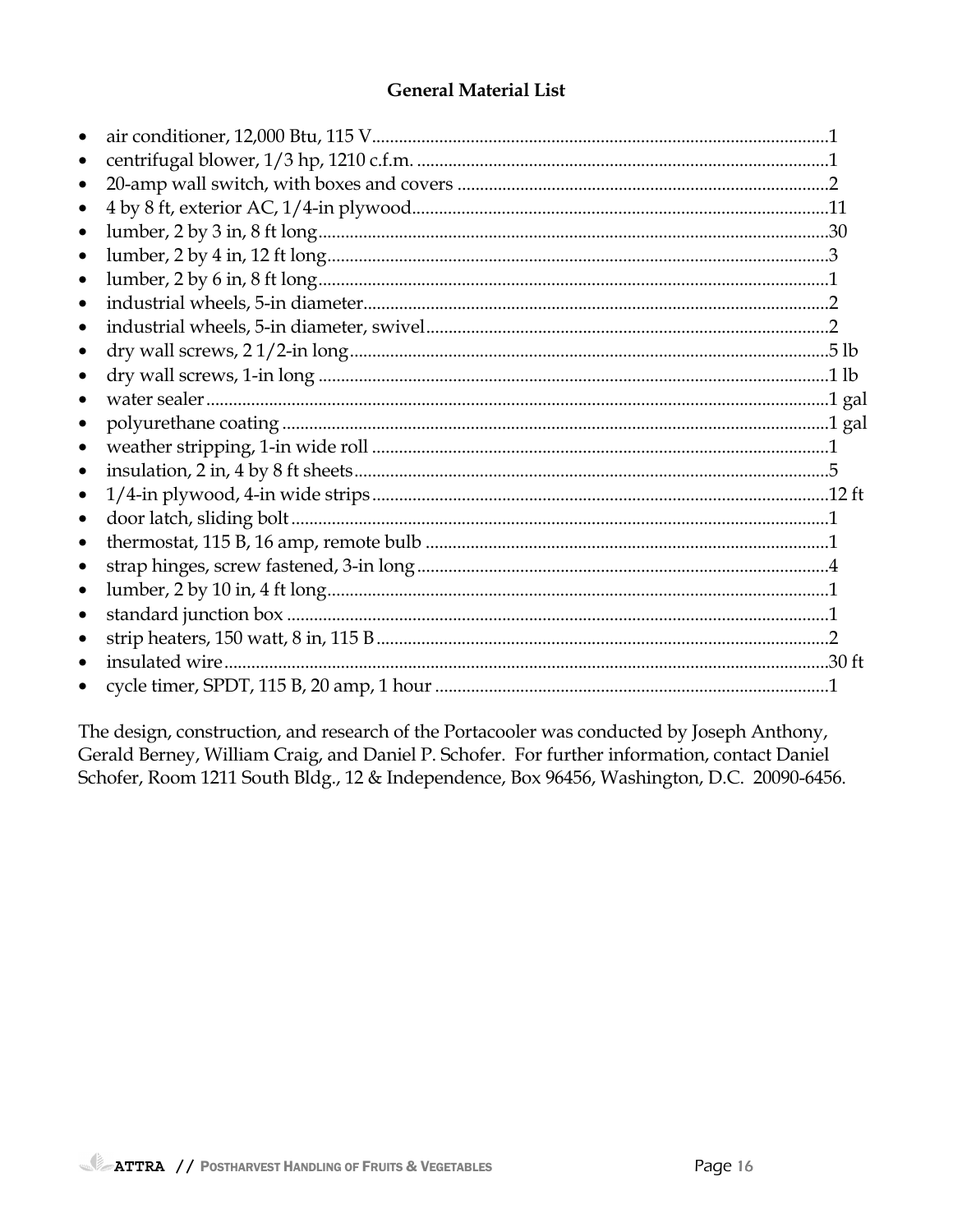**General Material List**

- air conditioner, 12,000 Btu, 115 V....................................................................................................1
- centrifugal blower, 1/3 hp, 1210 c.f.m. ...........................................................................................1
- 20-amp wall switch, with boxes and covers ..................................................................................2
- 4 by 8 ft, exterior AC, 1/4-in plywood............................................................................................11
- lumber, 2 by 3 in, 8 ft long.................................................................................................................30
- lumber, 2 by 4 in, 12 ft long...............................................................................................................3
- lumber, 2 by 6 in, 8 ft long.................................................................................................................1
- industrial wheels, 5-in diameter.......................................................................................................2
- industrial wheels, 5-in diameter, swivel.........................................................................................2
- dry wall screws, 2 1/2-in long..........................................................................................................5 lb
- dry wall screws, 1-in long .................................................................................................................1 lb
- water sealer.........................................................................................................................................1 gal
- polyurethane coating ........................................................................................................................1 gal
- weather stripping, 1-in wide roll .....................................................................................................1
- insulation, 2 in, 4 by 8 ft sheets.........................................................................................................5
- 1/4-in plywood, 4-in wide strips.....................................................................................................12 ft
- door latch, sliding bolt.......................................................................................................................1
- thermostat, 115 B, 16 amp, remote bulb .........................................................................................1
- strap hinges, screw fastened, 3-in long...........................................................................................4
- lumber, 2 by 10 in, 4 ft long...............................................................................................................1
- standard junction box ........................................................................................................................1
- strip heaters, 150 watt, 8 in, 115 B....................................................................................................2
- insulated wire......................................................................................................................................30 ft
- cycle timer, SPDT, 115 B, 20 amp, 1 hour .......................................................................................1

The design, construction, and research of the Portacooler was conducted by Joseph Anthony, Gerald Berney, William Craig, and Daniel P. Schofer. For further information, contact Daniel Schofer, Room 1211 South Bldg., 12 & Independence, Box 96456, Washington, D.C. 20090-6456.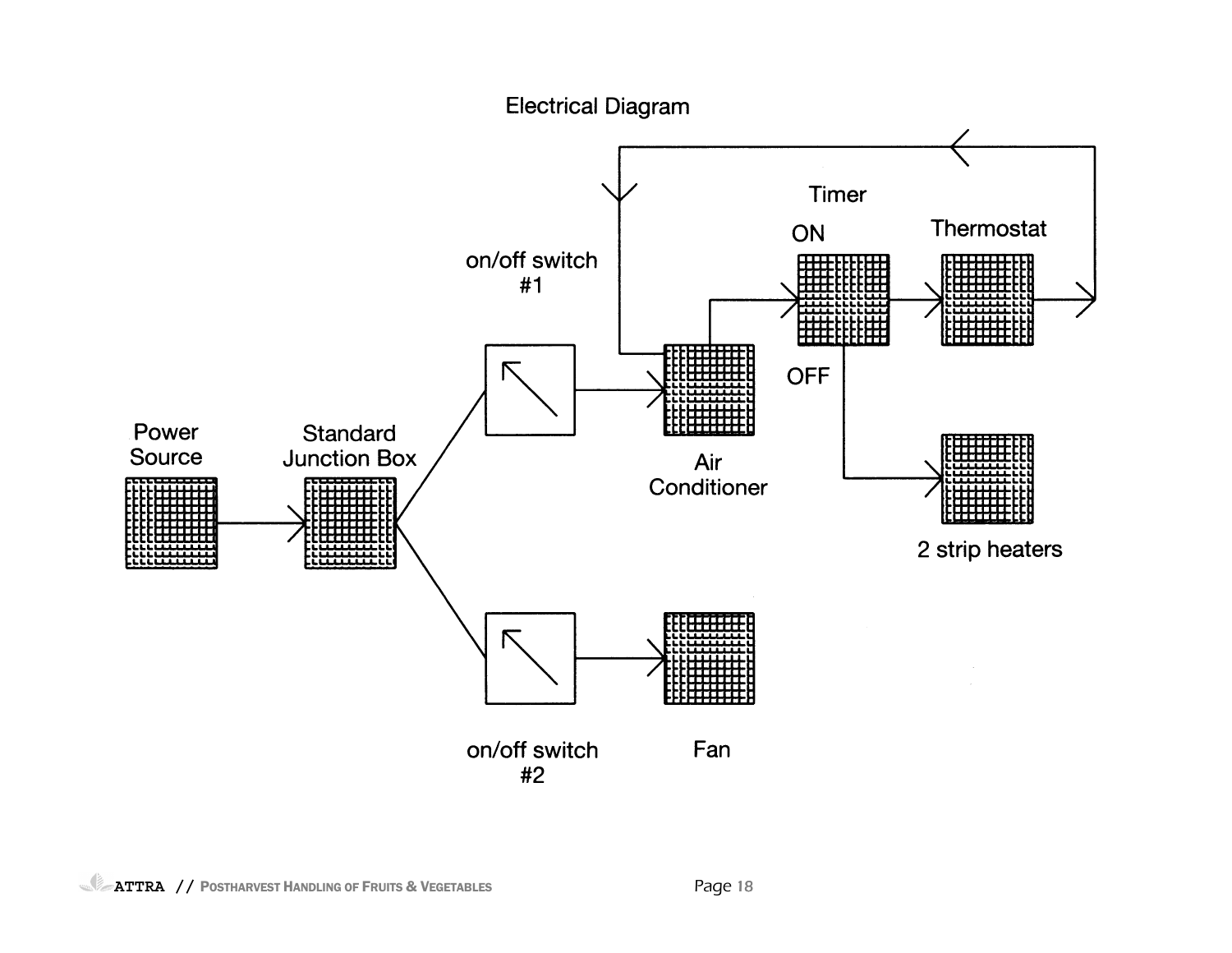Electrical Diagram

Power Source

Standard Junction Box

on/off switch #1

on/off switch #2

Air Conditioner

Fan

Timer

ON

OFF

Thermostat

2 strip heaters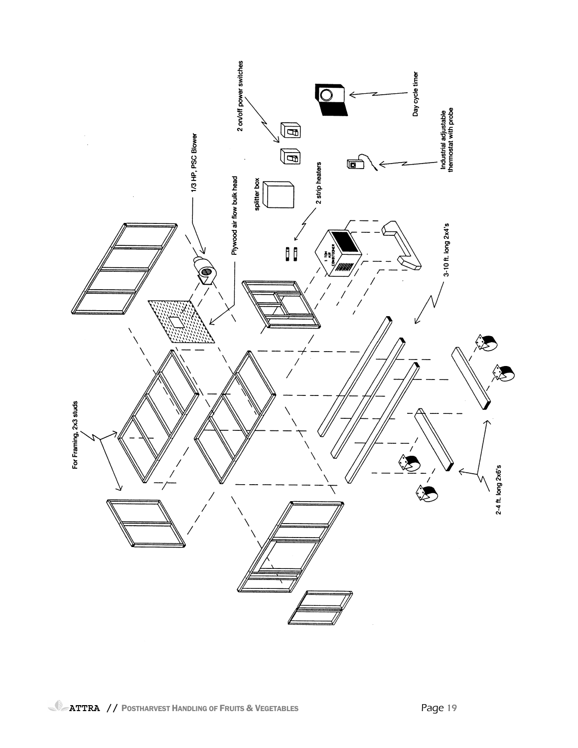For Framing, 2x3 studs

1/3 HP, PSC Blower

Plywood air flow bulk head

2 on/off power switches

splitter box

2 strip heaters

Day cycle timer

Industrial adjustable thermostat with probe

1 TON AIR CONDITIONER

3-10 ft. long 2x4's

2-4 ft. long 2x6's